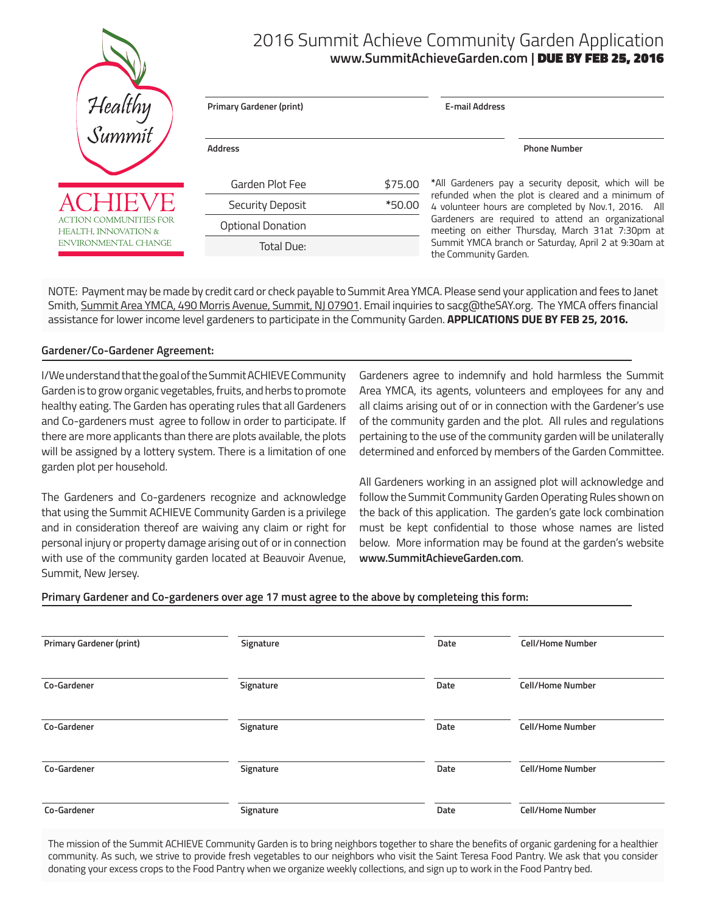Healthy Summit

ACHIEVE
ACTION COMMUNITIES FOR HEALTH, INNOVATION & ENVIRONMENTAL CHANGE

# 2016 Summit Achieve Community Garden Application

**www.SummitAchieveGarden.com | DUE BY FEB 25, 2016**

| Primary Gardener (print) | E-mail Address |
|---|---|
| | |

| Address | Phone Number |
|---|---|
| | |

| | |
|---|---|
| Garden Plot Fee | $75.00 |
| Security Deposit | *50.00 |
| Optional Donation | |
| Total Due: | |

*All Gardeners pay a security deposit, which will be refunded when the plot is cleared and a minimum of 4 volunteer hours are completed by Nov.1, 2016. All Gardeners are required to attend an organizational meeting on either Thursday, March 31at 7:30pm at Summit YMCA branch or Saturday, April 2 at 9:30am at the Community Garden.

NOTE: Payment may be made by credit card or check payable to Summit Area YMCA. Please send your application and fees to Janet Smith, Summit Area YMCA, 490 Morris Avenue, Summit, NJ 07901. Email inquiries to sacg@theSAY.org. The YMCA offers financial assistance for lower income level gardeners to participate in the Community Garden. **APPLICATIONS DUE BY FEB 25, 2016.**

**Gardener/Co-Gardener Agreement:**

I/We understand that the goal of the Summit ACHIEVE Community Garden is to grow organic vegetables, fruits, and herbs to promote healthy eating. The Garden has operating rules that all Gardeners and Co-gardeners must agree to follow in order to participate. If there are more applicants than there are plots available, the plots will be assigned by a lottery system. There is a limitation of one garden plot per household.

The Gardeners and Co-gardeners recognize and acknowledge that using the Summit ACHIEVE Community Garden is a privilege and in consideration thereof are waiving any claim or right for personal injury or property damage arising out of or in connection with use of the community garden located at Beauvoir Avenue, Summit, New Jersey.

Gardeners agree to indemnify and hold harmless the Summit Area YMCA, its agents, volunteers and employees for any and all claims arising out of or in connection with the Gardener's use of the community garden and the plot. All rules and regulations pertaining to the use of the community garden will be unilaterally determined and enforced by members of the Garden Committee.

All Gardeners working in an assigned plot will acknowledge and follow the Summit Community Garden Operating Rules shown on the back of this application. The garden's gate lock combination must be kept confidential to those whose names are listed below. More information may be found at the garden's website **www.SummitAchieveGarden.com**.

**Primary Gardener and Co-gardeners over age 17 must agree to the above by completeing this form:**

| Primary Gardener (print) | Signature | Date | Cell/Home Number |
|---|---|---|---|
| Co-Gardener | Signature | Date | Cell/Home Number |
| Co-Gardener | Signature | Date | Cell/Home Number |
| Co-Gardener | Signature | Date | Cell/Home Number |
| Co-Gardener | Signature | Date | Cell/Home Number |

The mission of the Summit ACHIEVE Community Garden is to bring neighbors together to share the benefits of organic gardening for a healthier community. As such, we strive to provide fresh vegetables to our neighbors who visit the Saint Teresa Food Pantry. We ask that you consider donating your excess crops to the Food Pantry when we organize weekly collections, and sign up to work in the Food Pantry bed.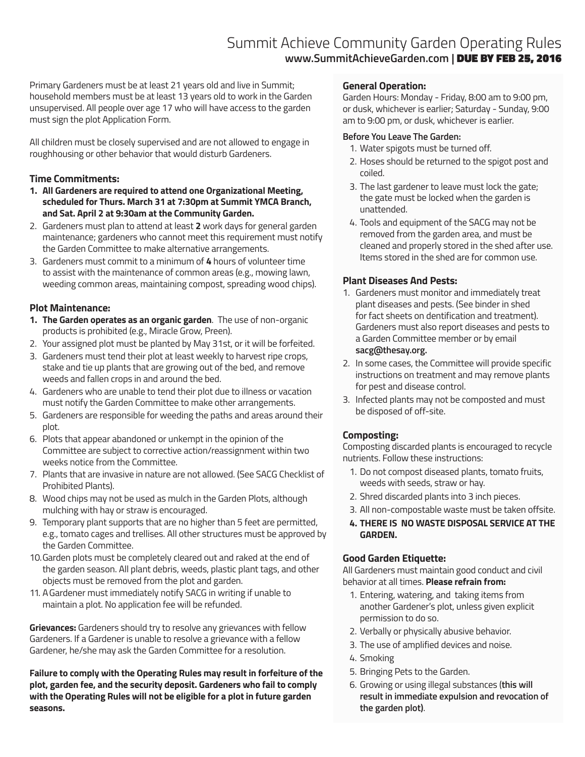# Summit Achieve Community Garden Operating Rules

**www.SummitAchieveGarden.com | DUE BY FEB 25, 2016**

Primary Gardeners must be at least 21 years old and live in Summit; household members must be at least 13 years old to work in the Garden unsupervised. All people over age 17 who will have access to the garden must sign the plot Application Form.

All children must be closely supervised and are not allowed to engage in roughhousing or other behavior that would disturb Gardeners.

### Time Commitments:

1. **All Gardeners are required to attend one Organizational Meeting, scheduled for Thurs. March 31 at 7:30pm at Summit YMCA Branch, and Sat. April 2 at 9:30am at the Community Garden.**
2. Gardeners must plan to attend at least **2** work days for general garden maintenance; gardeners who cannot meet this requirement must notify the Garden Committee to make alternative arrangements.
3. Gardeners must commit to a minimum of **4** hours of volunteer time to assist with the maintenance of common areas (e.g., mowing lawn, weeding common areas, maintaining compost, spreading wood chips).

### Plot Maintenance:

1. **The Garden operates as an organic garden**. The use of non-organic products is prohibited (e.g., Miracle Grow, Preen).
2. Your assigned plot must be planted by May 31st, or it will be forfeited.
3. Gardeners must tend their plot at least weekly to harvest ripe crops, stake and tie up plants that are growing out of the bed, and remove weeds and fallen crops in and around the bed.
4. Gardeners who are unable to tend their plot due to illness or vacation must notify the Garden Committee to make other arrangements.
5. Gardeners are responsible for weeding the paths and areas around their plot.
6. Plots that appear abandoned or unkempt in the opinion of the Committee are subject to corrective action/reassignment within two weeks notice from the Committee.
7. Plants that are invasive in nature are not allowed. (See SACG Checklist of Prohibited Plants).
8. Wood chips may not be used as mulch in the Garden Plots, although mulching with hay or straw is encouraged.
9. Temporary plant supports that are no higher than 5 feet are permitted, e.g., tomato cages and trellises. All other structures must be approved by the Garden Committee.
10. Garden plots must be completely cleared out and raked at the end of the garden season. All plant debris, weeds, plastic plant tags, and other objects must be removed from the plot and garden.
11. A Gardener must immediately notify SACG in writing if unable to maintain a plot. No application fee will be refunded.

**Grievances:** Gardeners should try to resolve any grievances with fellow Gardeners. If a Gardener is unable to resolve a grievance with a fellow Gardener, he/she may ask the Garden Committee for a resolution.

**Failure to comply with the Operating Rules may result in forfeiture of the plot, garden fee, and the security deposit. Gardeners who fail to comply with the Operating Rules will not be eligible for a plot in future garden seasons.**

### General Operation:

Garden Hours: Monday - Friday, 8:00 am to 9:00 pm, or dusk, whichever is earlier; Saturday - Sunday, 9:00 am to 9:00 pm, or dusk, whichever is earlier.

**Before You Leave The Garden:**

1. Water spigots must be turned off.
2. Hoses should be returned to the spigot post and coiled.
3. The last gardener to leave must lock the gate; the gate must be locked when the garden is unattended.
4. Tools and equipment of the SACG may not be removed from the garden area, and must be cleaned and properly stored in the shed after use. Items stored in the shed are for common use.

### Plant Diseases And Pests:

1. Gardeners must monitor and immediately treat plant diseases and pests. (See binder in shed for fact sheets on dentification and treatment). Gardeners must also report diseases and pests to a Garden Committee member or by email **sacg@thesay.org.**
2. In some cases, the Committee will provide specific instructions on treatment and may remove plants for pest and disease control.
3. Infected plants may not be composted and must be disposed of off-site.

### Composting:

Composting discarded plants is encouraged to recycle nutrients. Follow these instructions:

1. Do not compost diseased plants, tomato fruits, weeds with seeds, straw or hay.
2. Shred discarded plants into 3 inch pieces.
3. All non-compostable waste must be taken offsite.
4. **THERE IS NO WASTE DISPOSAL SERVICE AT THE GARDEN.**

### Good Garden Etiquette:

All Gardeners must maintain good conduct and civil behavior at all times. **Please refrain from:**

1. Entering, watering, and taking items from another Gardener's plot, unless given explicit permission to do so.
2. Verbally or physically abusive behavior.
3. The use of amplified devices and noise.
4. Smoking
5. Bringing Pets to the Garden.
6. Growing or using illegal substances (**this will result in immediate expulsion and revocation of the garden plot)**.